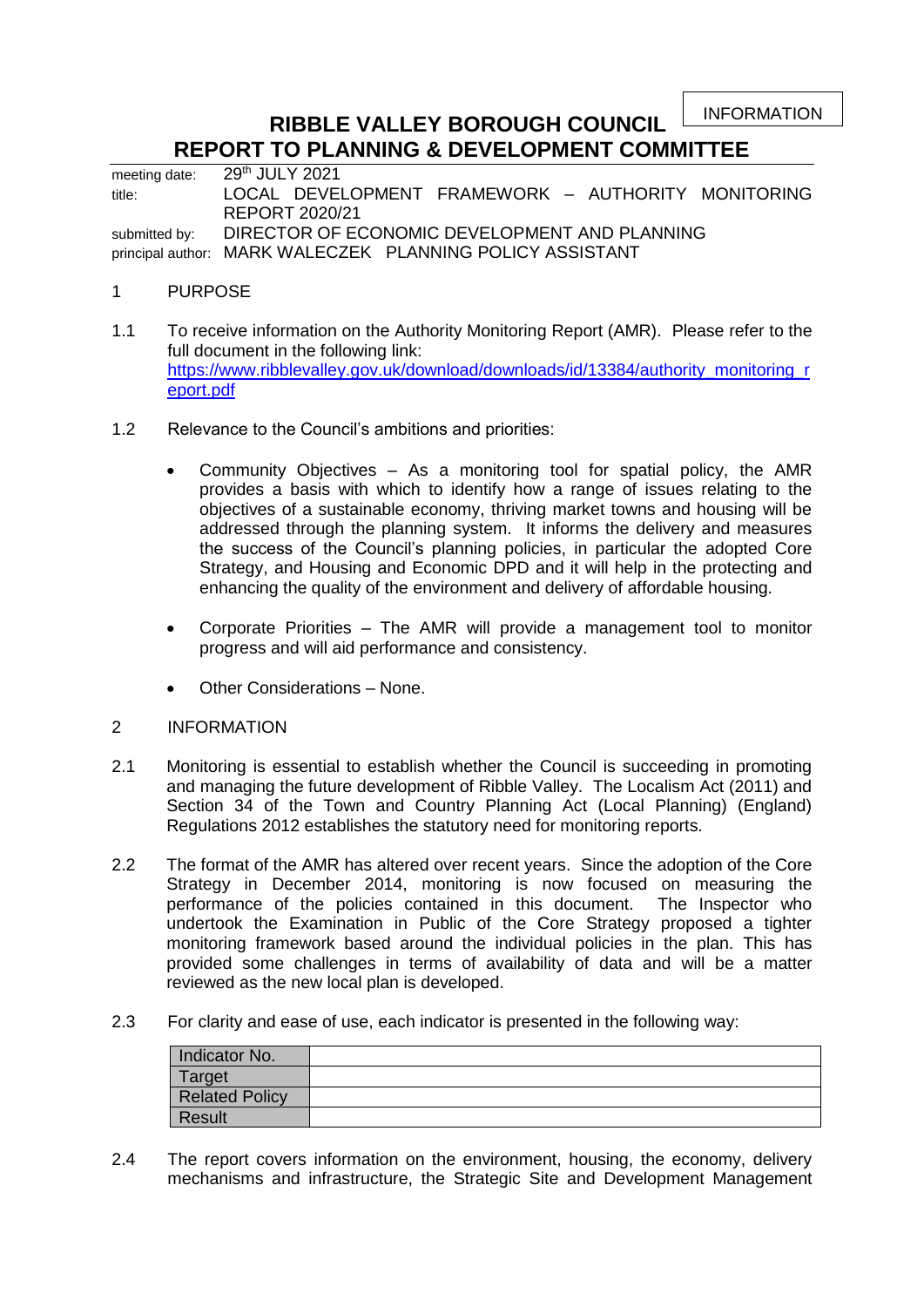INFORMATION

# RIBBLE VALLEY BOROUGH COUNCIL
# REPORT TO PLANNING & DEVELOPMENT COMMITTEE

meeting date: 29th JULY 2021
title: LOCAL DEVELOPMENT FRAMEWORK – AUTHORITY MONITORING REPORT 2020/21
submitted by: DIRECTOR OF ECONOMIC DEVELOPMENT AND PLANNING
principal author: MARK WALECZEK PLANNING POLICY ASSISTANT

## 1 PURPOSE

1.1 To receive information on the Authority Monitoring Report (AMR). Please refer to the full document in the following link: https://www.ribblevalley.gov.uk/download/downloads/id/13384/authority_monitoring_report.pdf

1.2 Relevance to the Council's ambitions and priorities:

- Community Objectives – As a monitoring tool for spatial policy, the AMR provides a basis with which to identify how a range of issues relating to the objectives of a sustainable economy, thriving market towns and housing will be addressed through the planning system. It informs the delivery and measures the success of the Council's planning policies, in particular the adopted Core Strategy, and Housing and Economic DPD and it will help in the protecting and enhancing the quality of the environment and delivery of affordable housing.

- Corporate Priorities – The AMR will provide a management tool to monitor progress and will aid performance and consistency.

- Other Considerations – None.

## 2 INFORMATION

2.1 Monitoring is essential to establish whether the Council is succeeding in promoting and managing the future development of Ribble Valley. The Localism Act (2011) and Section 34 of the Town and Country Planning Act (Local Planning) (England) Regulations 2012 establishes the statutory need for monitoring reports.

2.2 The format of the AMR has altered over recent years. Since the adoption of the Core Strategy in December 2014, monitoring is now focused on measuring the performance of the policies contained in this document. The Inspector who undertook the Examination in Public of the Core Strategy proposed a tighter monitoring framework based around the individual policies in the plan. This has provided some challenges in terms of availability of data and will be a matter reviewed as the new local plan is developed.

2.3 For clarity and ease of use, each indicator is presented in the following way:

| Indicator No. | |
|---|---|
| Target | |
| Related Policy | |
| Result | |

2.4 The report covers information on the environment, housing, the economy, delivery mechanisms and infrastructure, the Strategic Site and Development Management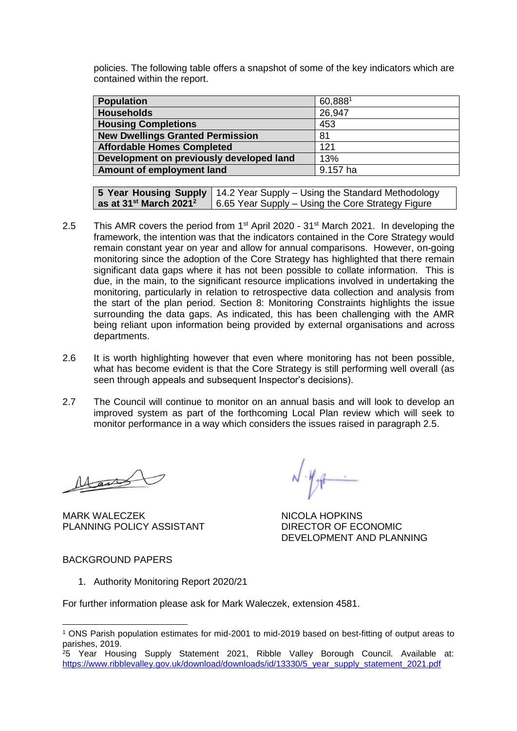policies. The following table offers a snapshot of some of the key indicators which are contained within the report.

| | |
|---|---|
| **Population** | 60,888[1] |
| **Households** | 26,947 |
| **Housing Completions** | 453 |
| **New Dwellings Granted Permission** | 81 |
| **Affordable Homes Completed** | 121 |
| **Development on previously developed land** | 13% |
| **Amount of employment land** | 9.157 ha |

| | |
|---|---|
| **5 Year Housing Supply as at 31st March 2021**[2] | 14.2 Year Supply – Using the Standard Methodology<br>6.65 Year Supply – Using the Core Strategy Figure |

2.5 This AMR covers the period from 1st April 2020 - 31st March 2021. In developing the framework, the intention was that the indicators contained in the Core Strategy would remain constant year on year and allow for annual comparisons. However, on-going monitoring since the adoption of the Core Strategy has highlighted that there remain significant data gaps where it has not been possible to collate information. This is due, in the main, to the significant resource implications involved in undertaking the monitoring, particularly in relation to retrospective data collection and analysis from the start of the plan period. Section 8: Monitoring Constraints highlights the issue surrounding the data gaps. As indicated, this has been challenging with the AMR being reliant upon information being provided by external organisations and across departments.

2.6 It is worth highlighting however that even where monitoring has not been possible, what has become evident is that the Core Strategy is still performing well overall (as seen through appeals and subsequent Inspector's decisions).

2.7 The Council will continue to monitor on an annual basis and will look to develop an improved system as part of the forthcoming Local Plan review which will seek to monitor performance in a way which considers the issues raised in paragraph 2.5.

MARK WALECZEK
PLANNING POLICY ASSISTANT

NICOLA HOPKINS
DIRECTOR OF ECONOMIC DEVELOPMENT AND PLANNING

BACKGROUND PAPERS

1. Authority Monitoring Report 2020/21

For further information please ask for Mark Waleczek, extension 4581.

[1] ONS Parish population estimates for mid-2001 to mid-2019 based on best-fitting of output areas to parishes, 2019.

[2] 5 Year Housing Supply Statement 2021, Ribble Valley Borough Council. Available at: https://www.ribblevalley.gov.uk/download/downloads/id/13330/5_year_supply_statement_2021.pdf